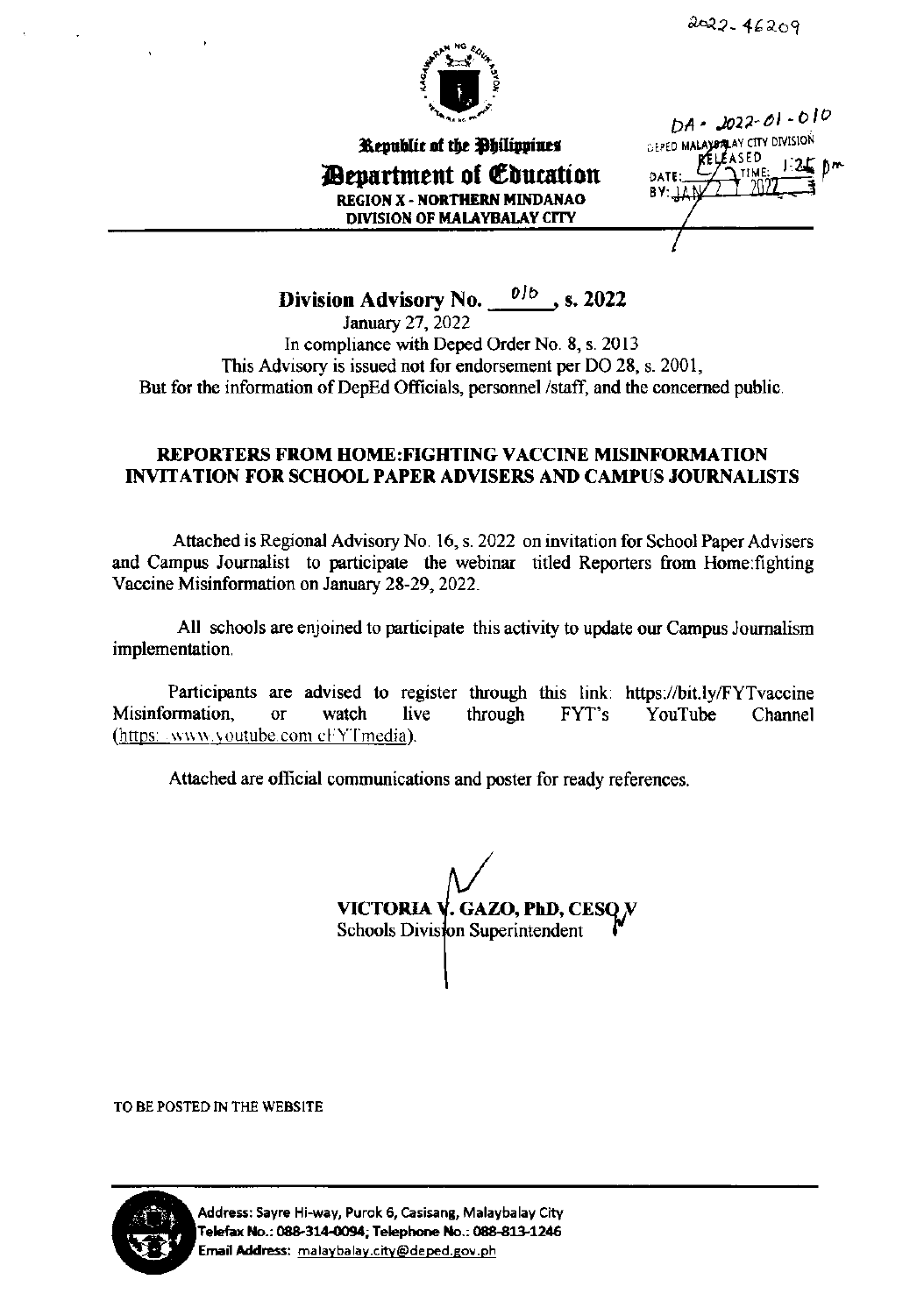2022-46209

DA - 2022-01-010
DEPED MALAYBALAY CITY DIVISION
RELEASED
DATE: JAN 27 2022 TIME: 1:25 pm
BY:

Republic of the Philippines
**Department of Education**
**REGION X - NORTHERN MINDANAO**
**DIVISION OF MALAYBALAY CITY**

## Division Advisory No. 010, s. 2022

January 27, 2022
In compliance with Deped Order No. 8, s. 2013
This Advisory is issued not for endorsement per DO 28, s. 2001,
But for the information of DepEd Officials, personnel /staff, and the concerned public.

### REPORTERS FROM HOME:FIGHTING VACCINE MISINFORMATION INVITATION FOR SCHOOL PAPER ADVISERS AND CAMPUS JOURNALISTS

Attached is Regional Advisory No. 16, s. 2022 on invitation for School Paper Advisers and Campus Journalist to participate the webinar titled Reporters from Home:fighting Vaccine Misinformation on January 28-29, 2022.

All schools are enjoined to participate this activity to update our Campus Journalism implementation.

Participants are advised to register through this link: https://bit.ly/FYTvaccine Misinformation, or watch live through FYT's YouTube Channel (https://www.youtube.com/c/FYTmedia).

Attached are official communications and poster for ready references.

**VICTORIA V. GAZO, PhD, CESO V**
Schools Division Superintendent

TO BE POSTED IN THE WEBSITE

Address: Sayre Hi-way, Purok 6, Casisang, Malaybalay City
Telefax No.: 088-314-0094; Telephone No.: 088-813-1246
Email Address: malaybalay.city@deped.gov.ph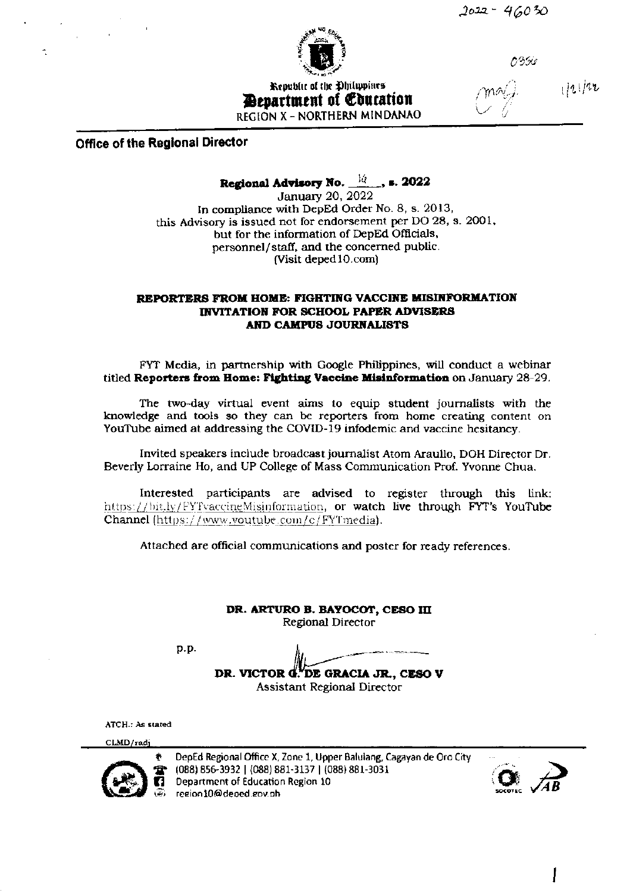2022 - 46030

0350

Republic of the Philippines
**Department of Education**
REGION X - NORTHERN MINDANAO

1/21/22

**Office of the Regional Director**

**Regional Advisory No. 14, s. 2022**
January 20, 2022
In compliance with DepEd Order No. 8, s. 2013,
this Advisory is issued not for endorsement per DO 28, s. 2001,
but for the information of DepEd Officials,
personnel/staff, and the concerned public.
(Visit deped10.com)

**REPORTERS FROM HOME: FIGHTING VACCINE MISINFORMATION INVITATION FOR SCHOOL PAPER ADVISERS AND CAMPUS JOURNALISTS**

FYT Media, in partnership with Google Philippines, will conduct a webinar titled **Reporters from Home: Fighting Vaccine Misinformation** on January 28-29.

The two-day virtual event aims to equip student journalists with the knowledge and tools so they can be reporters from home creating content on YouTube aimed at addressing the COVID-19 infodemic and vaccine hesitancy.

Invited speakers include broadcast journalist Atom Araullo, DOH Director Dr. Beverly Lorraine Ho, and UP College of Mass Communication Prof. Yvonne Chua.

Interested participants are advised to register through this link: https://bit.ly/FYTvaccineMisinformation, or watch live through FYT's YouTube Channel (https://www.youtube.com/c/FYTmedia).

Attached are official communications and poster for ready references.

**DR. ARTURO B. BAYOCOT, CESO III**
Regional Director

p.p.

**DR. VICTOR G. DE GRACIA JR., CESO V**
Assistant Regional Director

ATCH.: As stated

CLMD/radj

DepEd Regional Office X, Zone 1, Upper Balulang, Cagayan de Oro City
(088) 856-3932 | (088) 881-3137 | (088) 881-3031
Department of Education Region 10
region10@deped.gov.ph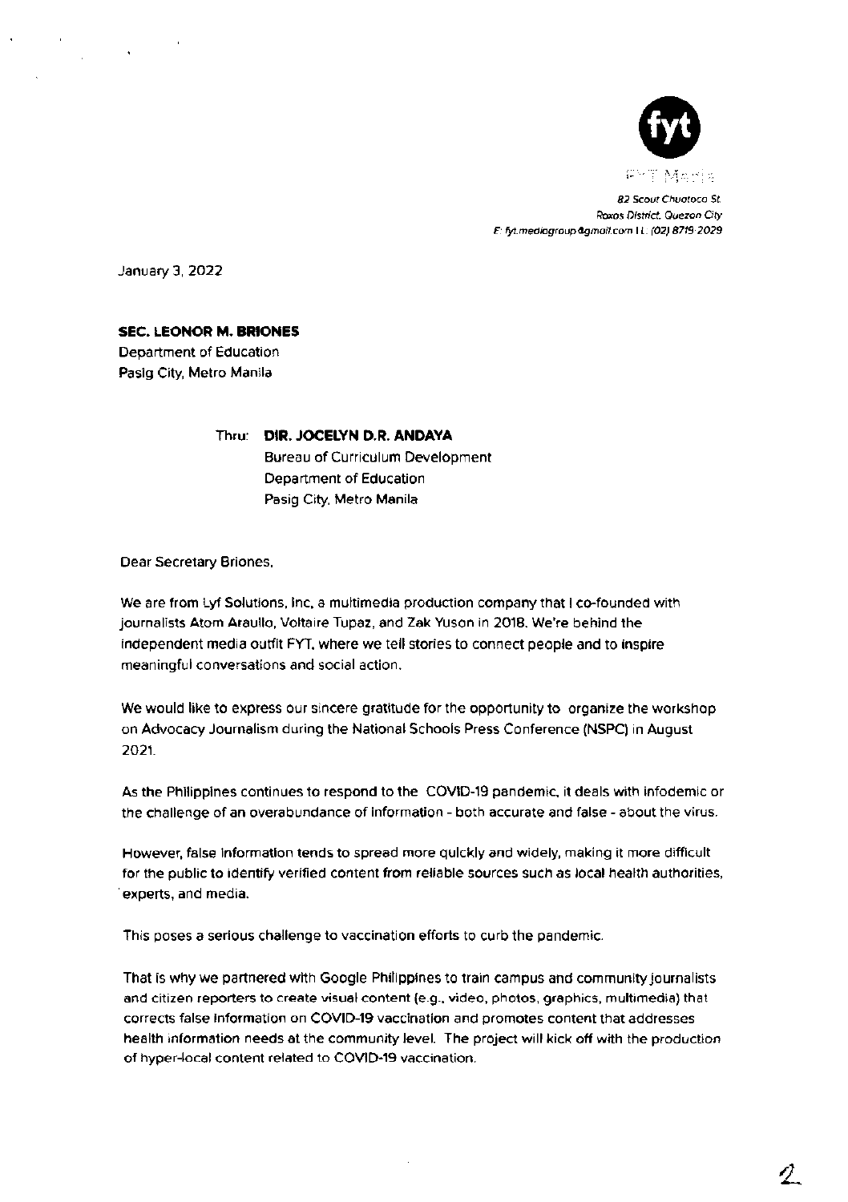fyt

FYT Media

*82 Scout Chuatoco St.*
*Roxas District, Quezon City*
*E: fyt.mediagroup@gmail.com | L: (02) 8719 2029*

January 3, 2022

**SEC. LEONOR M. BRIONES**
Department of Education
Pasig City, Metro Manila

Thru: **DIR. JOCELYN D.R. ANDAYA**
Bureau of Curriculum Development
Department of Education
Pasig City, Metro Manila

Dear Secretary Briones,

We are from Lyf Solutions, Inc, a multimedia production company that I co-founded with journalists Atom Araullo, Voltaire Tupaz, and Zak Yuson in 2018. We're behind the independent media outfit FYT, where we tell stories to connect people and to inspire meaningful conversations and social action.

We would like to express our sincere gratitude for the opportunity to organize the workshop on Advocacy Journalism during the National Schools Press Conference (NSPC) in August 2021.

As the Philippines continues to respond to the COVID-19 pandemic, it deals with infodemic or the challenge of an overabundance of information - both accurate and false - about the virus.

However, false information tends to spread more quickly and widely, making it more difficult for the public to identify verified content from reliable sources such as local health authorities, experts, and media.

This poses a serious challenge to vaccination efforts to curb the pandemic.

That is why we partnered with Google Philippines to train campus and community journalists and citizen reporters to create visual content (e.g., video, photos, graphics, multimedia) that corrects false information on COVID-19 vaccination and promotes content that addresses health information needs at the community level. The project will kick off with the production of hyper-local content related to COVID-19 vaccination.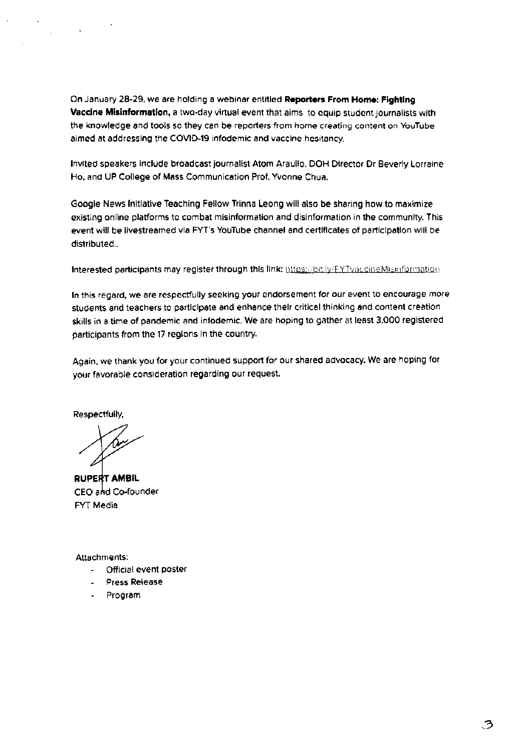On January 28-29, we are holding a webinar entitled **Reporters From Home: Fighting Vaccine Misinformation**, a two-day virtual event that aims to equip student journalists with the knowledge and tools so they can be reporters from home creating content on YouTube aimed at addressing the COVID-19 infodemic and vaccine hesitancy.

Invited speakers include broadcast journalist Atom Araullo, DOH Director Dr Beverly Lorraine Ho, and UP College of Mass Communication Prof. Yvonne Chua.

Google News Initiative Teaching Fellow Trinna Leong will also be sharing how to maximize existing online platforms to combat misinformation and disinformation in the community. This event will be livestreamed via FYT's YouTube channel and certificates of participation will be distributed..

Interested participants may register through this link: https://bit.ly/FYTvaccineMisinformation

In this regard, we are respectfully seeking your endorsement for our event to encourage more students and teachers to participate and enhance their critical thinking and content creation skills in a time of pandemic and infodemic. We are hoping to gather at least 3,000 registered participants from the 17 regions in the country.

Again, we thank you for your continued support for our shared advocacy. We are hoping for your favorable consideration regarding our request.

Respectfully,

**RUPERT AMBIL**
CEO and Co-founder
FYT Media

Attachments:

- Official event poster
- Press Release
- Program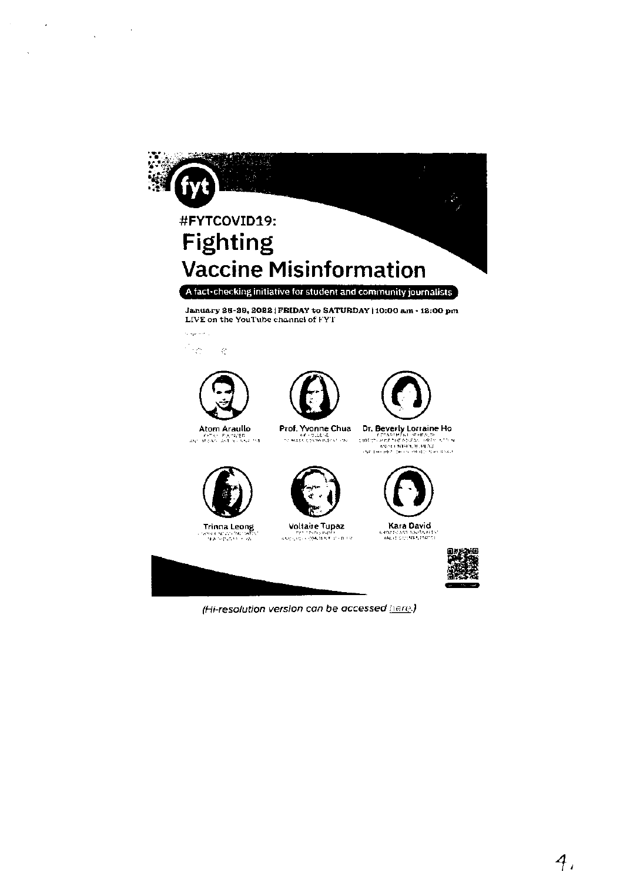fyt

# #FYTCOVID19:

# Fighting Vaccine Misinformation

A fact-checking initiative for student and community journalists

**January 28-29, 2022 | FRIDAY to SATURDAY | 10:00 am - 12:00 pm**
LIVE on the YouTube channel of FYT

**Atom Araullo**

**Prof. Yvonne Chua**

**Dr. Beverly Lorraine Ho**

**Trinna Leong**

**Voltaire Tupaz**

**Kara David**

*(Hi-resolution version can be accessed here.)*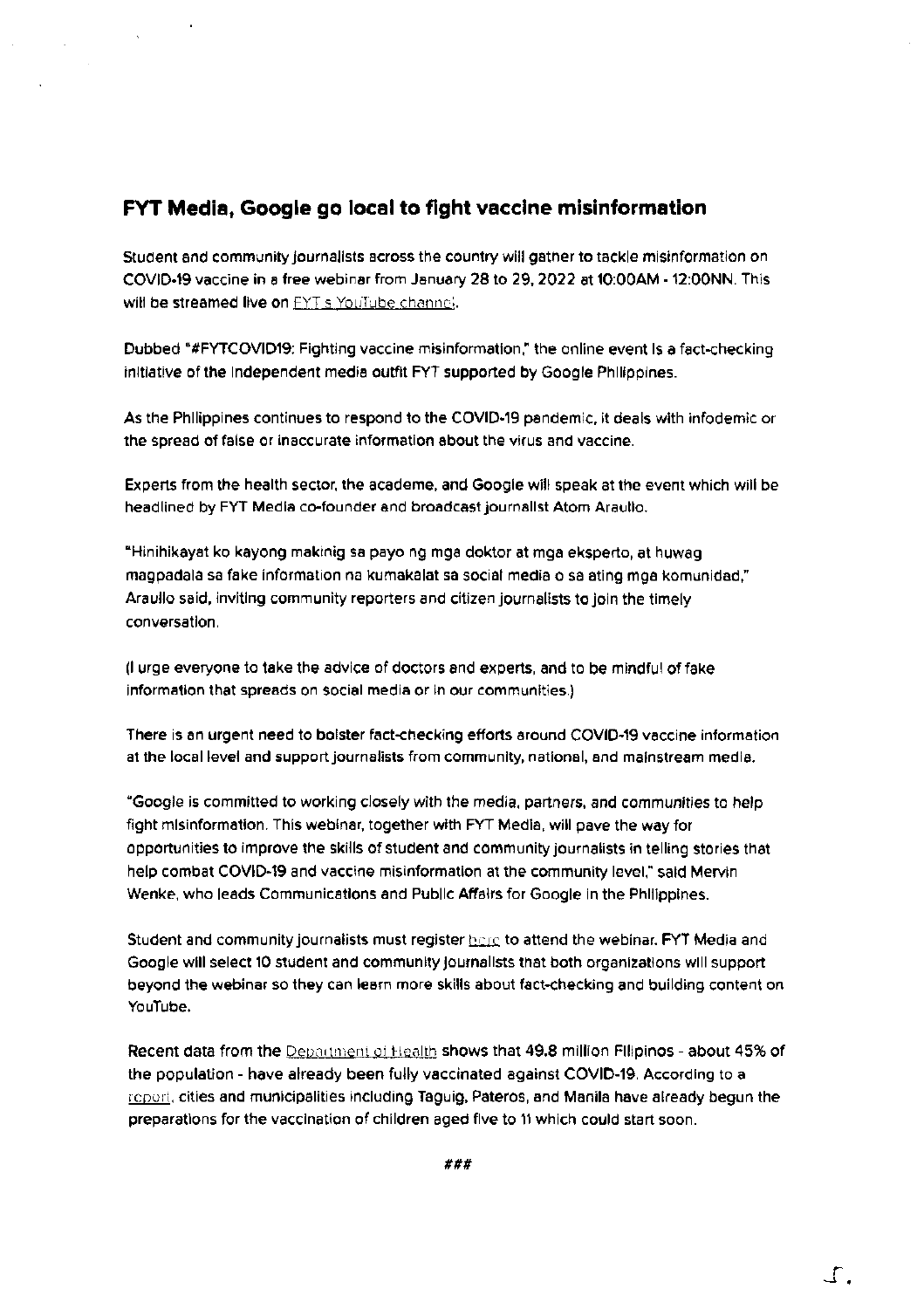## FYT Media, Google go local to fight vaccine misinformation

Student and community journalists across the country will gather to tackle misinformation on COVID-19 vaccine in a free webinar from January 28 to 29, 2022 at 10:00AM - 12:00NN. This will be streamed live on FYT's YouTube channel.

Dubbed "#FYTCOVID19: Fighting vaccine misinformation," the online event is a fact-checking initiative of the independent media outfit FYT supported by Google Philippines.

As the Philippines continues to respond to the COVID-19 pandemic, it deals with infodemic or the spread of false or inaccurate information about the virus and vaccine.

Experts from the health sector, the academe, and Google will speak at the event which will be headlined by FYT Media co-founder and broadcast journalist Atom Araullo.

"Hinihikayat ko kayong makinig sa payo ng mga doktor at mga eksperto, at huwag magpadala sa fake information na kumakalat sa social media o sa ating mga komunidad," Araullo said, inviting community reporters and citizen journalists to join the timely conversation.

(I urge everyone to take the advice of doctors and experts, and to be mindful of fake information that spreads on social media or in our communities.)

There is an urgent need to bolster fact-checking efforts around COVID-19 vaccine information at the local level and support journalists from community, national, and mainstream media.

"Google is committed to working closely with the media, partners, and communities to help fight misinformation. This webinar, together with FYT Media, will pave the way for opportunities to improve the skills of student and community journalists in telling stories that help combat COVID-19 and vaccine misinformation at the community level," said Mervin Wenke, who leads Communications and Public Affairs for Google in the Philippines.

Student and community journalists must register here to attend the webinar. FYT Media and Google will select 10 student and community journalists that both organizations will support beyond the webinar so they can learn more skills about fact-checking and building content on YouTube.

Recent data from the Department of Health shows that 49.8 million Filipinos - about 45% of the population - have already been fully vaccinated against COVID-19. According to a report, cities and municipalities including Taguig, Pateros, and Manila have already begun the preparations for the vaccination of children aged five to 11 which could start soon.

###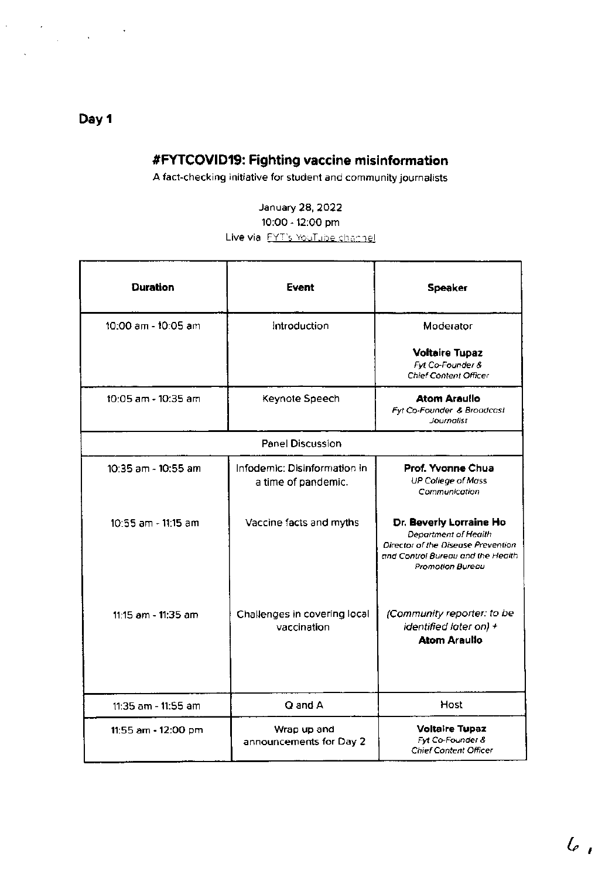# Day 1

## #FYTCOVID19: Fighting vaccine misinformation

A fact-checking initiative for student and community journalists

January 28, 2022
10:00 - 12:00 pm
Live via FYT's YouTube channel

| Duration | Event | Speaker |
|---|---|---|
| 10:00 am - 10:05 am | Introduction | Moderator<br><br>**Voltaire Tupaz**<br>*Fyt Co-Founder & Chief Content Officer* |
| 10:05 am - 10:35 am | Keynote Speech | **Atom Araullo**<br>*Fyt Co-Founder & Broadcast Journalist* |
| Panel Discussion | | |
| 10:35 am - 10:55 am | Infodemic: Disinformation in a time of pandemic. | **Prof. Yvonne Chua**<br>*UP College of Mass Communication* |
| 10:55 am - 11:15 am | Vaccine facts and myths | **Dr. Beverly Lorraine Ho**<br>*Department of Health Director of the Disease Prevention and Control Bureau and the Health Promotion Bureau* |
| 11:15 am - 11:35 am | Challenges in covering local vaccination | *(Community reporter: to be identified later on)* + **Atom Araullo** |
| 11:35 am - 11:55 am | Q and A | Host |
| 11:55 am - 12:00 pm | Wrap up and announcements for Day 2 | **Voltaire Tupaz**<br>*Fyt Co-Founder & Chief Content Officer* |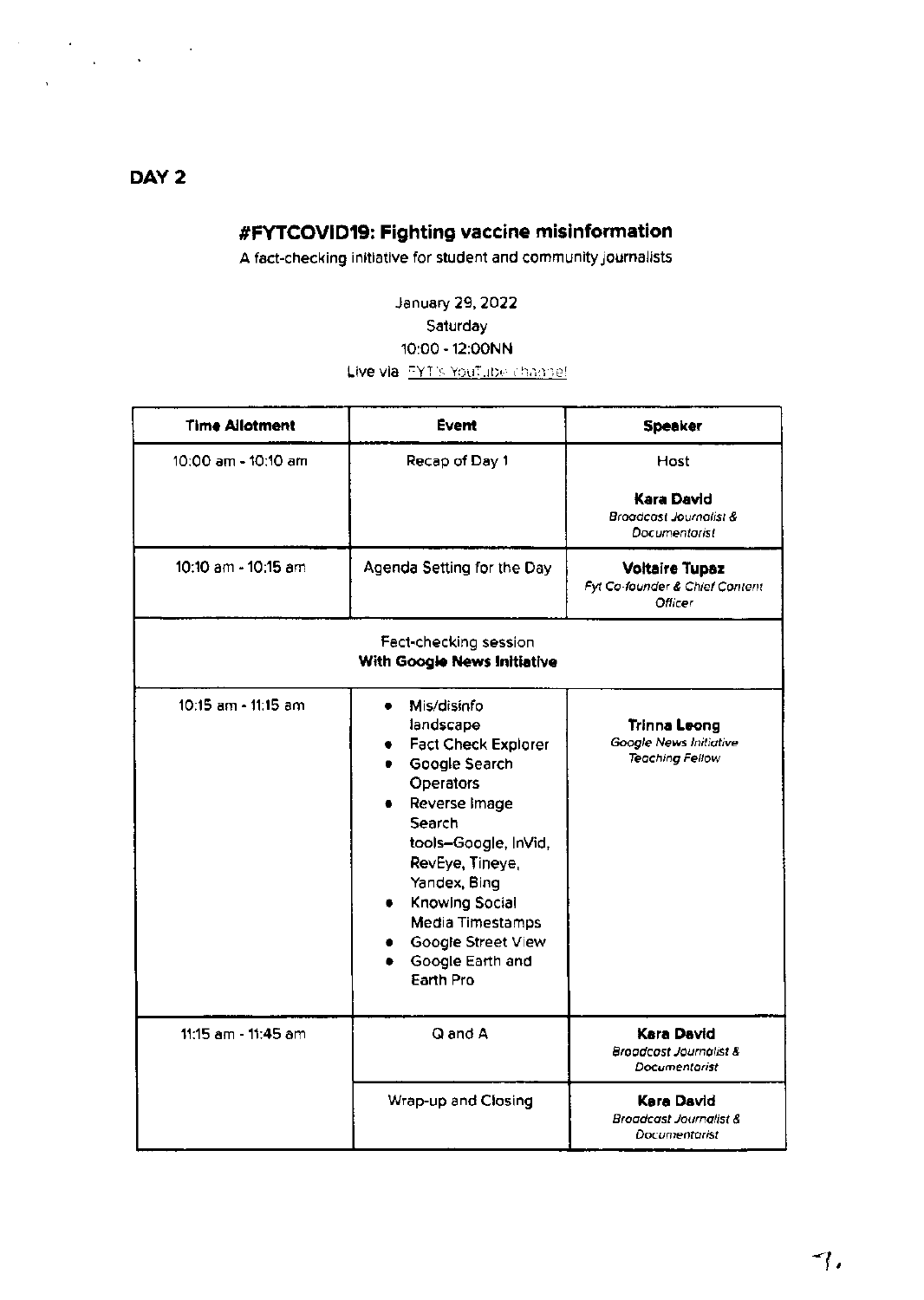**DAY 2**

## #FYTCOVID19: Fighting vaccine misinformation

A fact-checking initiative for student and community journalists

January 29, 2022
Saturday
10:00 - 12:00NN
Live via FYT's YouTube channel

| Time Allotment | Event | Speaker |
|---|---|---|
| 10:00 am - 10:10 am | Recap of Day 1 | Host<br><br>**Kara David**<br>*Broadcast Journalist & Documentarist* |
| 10:10 am - 10:15 am | Agenda Setting for the Day | **Voltaire Tupaz**<br>*Fyt Co-founder & Chief Content Officer* |
| Fact-checking session<br>**With Google News Initiative** | | |
| 10:15 am - 11:15 am | • Mis/disinfo landscape<br>• Fact Check Explorer<br>• Google Search Operators<br>• Reverse Image Search tools–Google, InVid, RevEye, Tineye, Yandex, Bing<br>• Knowing Social Media Timestamps<br>• Google Street View<br>• Google Earth and Earth Pro | **Trinna Leong**<br>*Google News Initiative Teaching Fellow* |
| 11:15 am - 11:45 am | Q and A | **Kara David**<br>*Broadcast Journalist & Documentarist* |
| | Wrap-up and Closing | **Kara David**<br>*Broadcast Journalist & Documentarist* |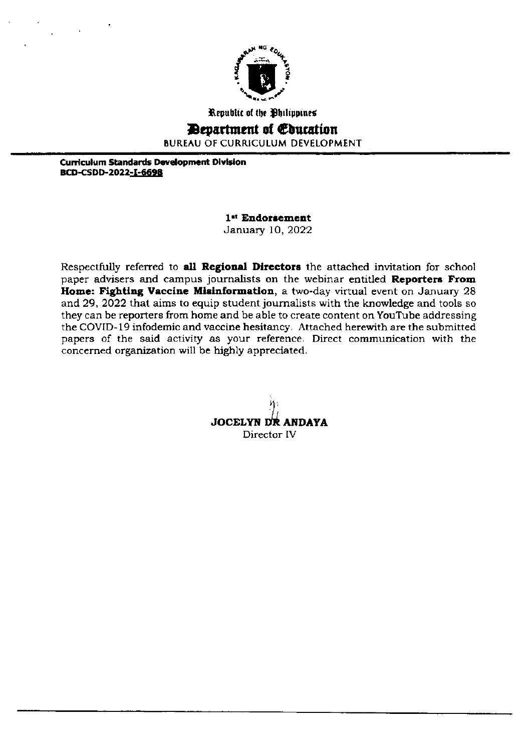Republic of the Philippines

**Department of Education**

BUREAU OF CURRICULUM DEVELOPMENT

**Curriculum Standards Development Division**
**BCD-CSDD-2022-I-6698**

**1st Endorsement**
January 10, 2022

Respectfully referred to **all Regional Directors** the attached invitation for school paper advisers and campus journalists on the webinar entitled **Reporters From Home: Fighting Vaccine Misinformation**, a two-day virtual event on January 28 and 29, 2022 that aims to equip student journalists with the knowledge and tools so they can be reporters from home and be able to create content on YouTube addressing the COVID-19 infodemic and vaccine hesitancy. Attached herewith are the submitted papers of the said activity as your reference. Direct communication with the concerned organization will be highly appreciated.

**JOCELYN DR ANDAYA**
Director IV